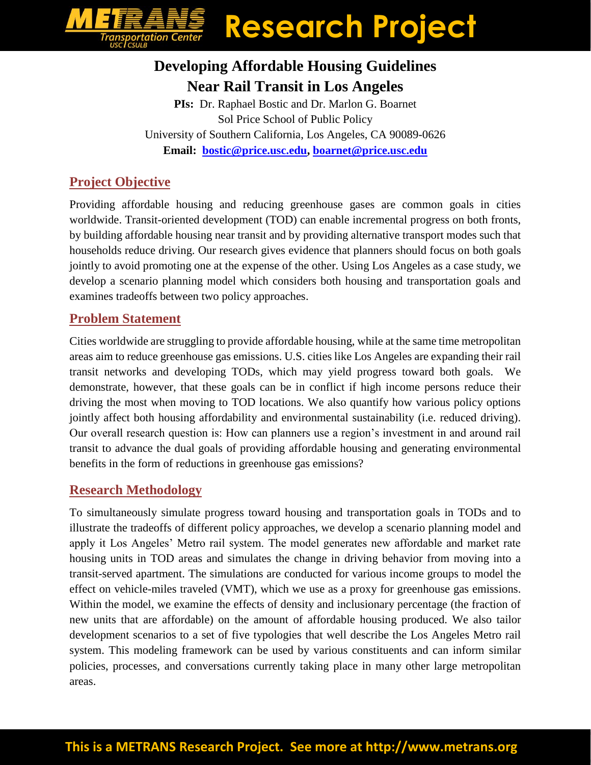# METRANS Transportation Center Research Project

## Developing Affordable Housing Guidelines Near Rail Transit in Los Angeles

**PIs:** Dr. Raphael Bostic and Dr. Marlon G. Boarnet
Sol Price School of Public Policy
University of Southern California, Los Angeles, CA 90089-0626
**Email: bostic@price.usc.edu, boarnet@price.usc.edu**

### Project Objective

Providing affordable housing and reducing greenhouse gases are common goals in cities worldwide. Transit-oriented development (TOD) can enable incremental progress on both fronts, by building affordable housing near transit and by providing alternative transport modes such that households reduce driving. Our research gives evidence that planners should focus on both goals jointly to avoid promoting one at the expense of the other. Using Los Angeles as a case study, we develop a scenario planning model which considers both housing and transportation goals and examines tradeoffs between two policy approaches.

### Problem Statement

Cities worldwide are struggling to provide affordable housing, while at the same time metropolitan areas aim to reduce greenhouse gas emissions. U.S. cities like Los Angeles are expanding their rail transit networks and developing TODs, which may yield progress toward both goals. We demonstrate, however, that these goals can be in conflict if high income persons reduce their driving the most when moving to TOD locations. We also quantify how various policy options jointly affect both housing affordability and environmental sustainability (i.e. reduced driving). Our overall research question is: How can planners use a region's investment in and around rail transit to advance the dual goals of providing affordable housing and generating environmental benefits in the form of reductions in greenhouse gas emissions?

### Research Methodology

To simultaneously simulate progress toward housing and transportation goals in TODs and to illustrate the tradeoffs of different policy approaches, we develop a scenario planning model and apply it Los Angeles' Metro rail system. The model generates new affordable and market rate housing units in TOD areas and simulates the change in driving behavior from moving into a transit-served apartment. The simulations are conducted for various income groups to model the effect on vehicle-miles traveled (VMT), which we use as a proxy for greenhouse gas emissions. Within the model, we examine the effects of density and inclusionary percentage (the fraction of new units that are affordable) on the amount of affordable housing produced. We also tailor development scenarios to a set of five typologies that well describe the Los Angeles Metro rail system. This modeling framework can be used by various constituents and can inform similar policies, processes, and conversations currently taking place in many other large metropolitan areas.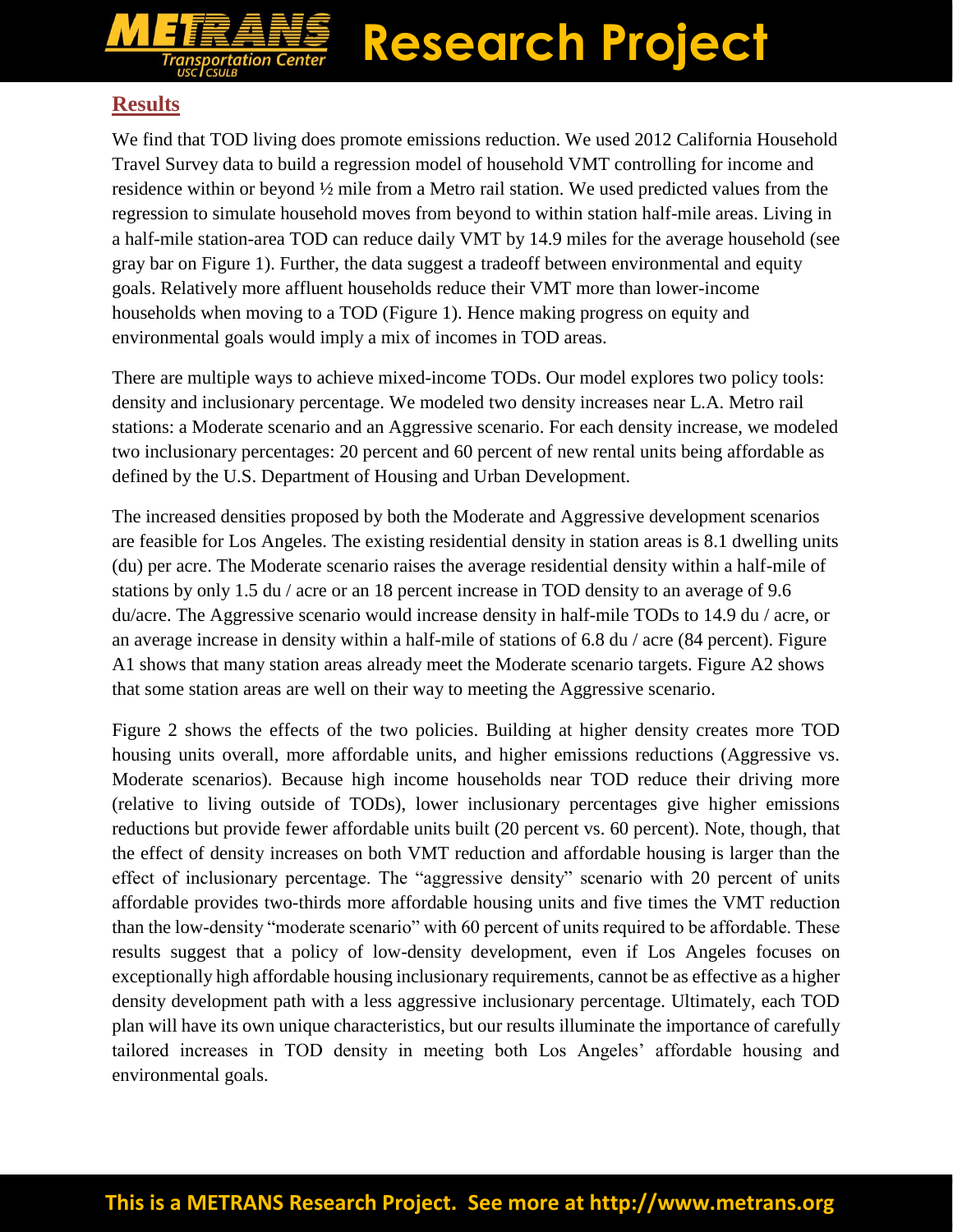## Results

We find that TOD living does promote emissions reduction. We used 2012 California Household Travel Survey data to build a regression model of household VMT controlling for income and residence within or beyond ½ mile from a Metro rail station. We used predicted values from the regression to simulate household moves from beyond to within station half-mile areas. Living in a half-mile station-area TOD can reduce daily VMT by 14.9 miles for the average household (see gray bar on Figure 1). Further, the data suggest a tradeoff between environmental and equity goals. Relatively more affluent households reduce their VMT more than lower-income households when moving to a TOD (Figure 1). Hence making progress on equity and environmental goals would imply a mix of incomes in TOD areas.

There are multiple ways to achieve mixed-income TODs. Our model explores two policy tools: density and inclusionary percentage. We modeled two density increases near L.A. Metro rail stations: a Moderate scenario and an Aggressive scenario. For each density increase, we modeled two inclusionary percentages: 20 percent and 60 percent of new rental units being affordable as defined by the U.S. Department of Housing and Urban Development.

The increased densities proposed by both the Moderate and Aggressive development scenarios are feasible for Los Angeles. The existing residential density in station areas is 8.1 dwelling units (du) per acre. The Moderate scenario raises the average residential density within a half-mile of stations by only 1.5 du / acre or an 18 percent increase in TOD density to an average of 9.6 du/acre. The Aggressive scenario would increase density in half-mile TODs to 14.9 du / acre, or an average increase in density within a half-mile of stations of 6.8 du / acre (84 percent). Figure A1 shows that many station areas already meet the Moderate scenario targets. Figure A2 shows that some station areas are well on their way to meeting the Aggressive scenario.

Figure 2 shows the effects of the two policies. Building at higher density creates more TOD housing units overall, more affordable units, and higher emissions reductions (Aggressive vs. Moderate scenarios). Because high income households near TOD reduce their driving more (relative to living outside of TODs), lower inclusionary percentages give higher emissions reductions but provide fewer affordable units built (20 percent vs. 60 percent). Note, though, that the effect of density increases on both VMT reduction and affordable housing is larger than the effect of inclusionary percentage. The "aggressive density" scenario with 20 percent of units affordable provides two-thirds more affordable housing units and five times the VMT reduction than the low-density "moderate scenario" with 60 percent of units required to be affordable. These results suggest that a policy of low-density development, even if Los Angeles focuses on exceptionally high affordable housing inclusionary requirements, cannot be as effective as a higher density development path with a less aggressive inclusionary percentage. Ultimately, each TOD plan will have its own unique characteristics, but our results illuminate the importance of carefully tailored increases in TOD density in meeting both Los Angeles' affordable housing and environmental goals.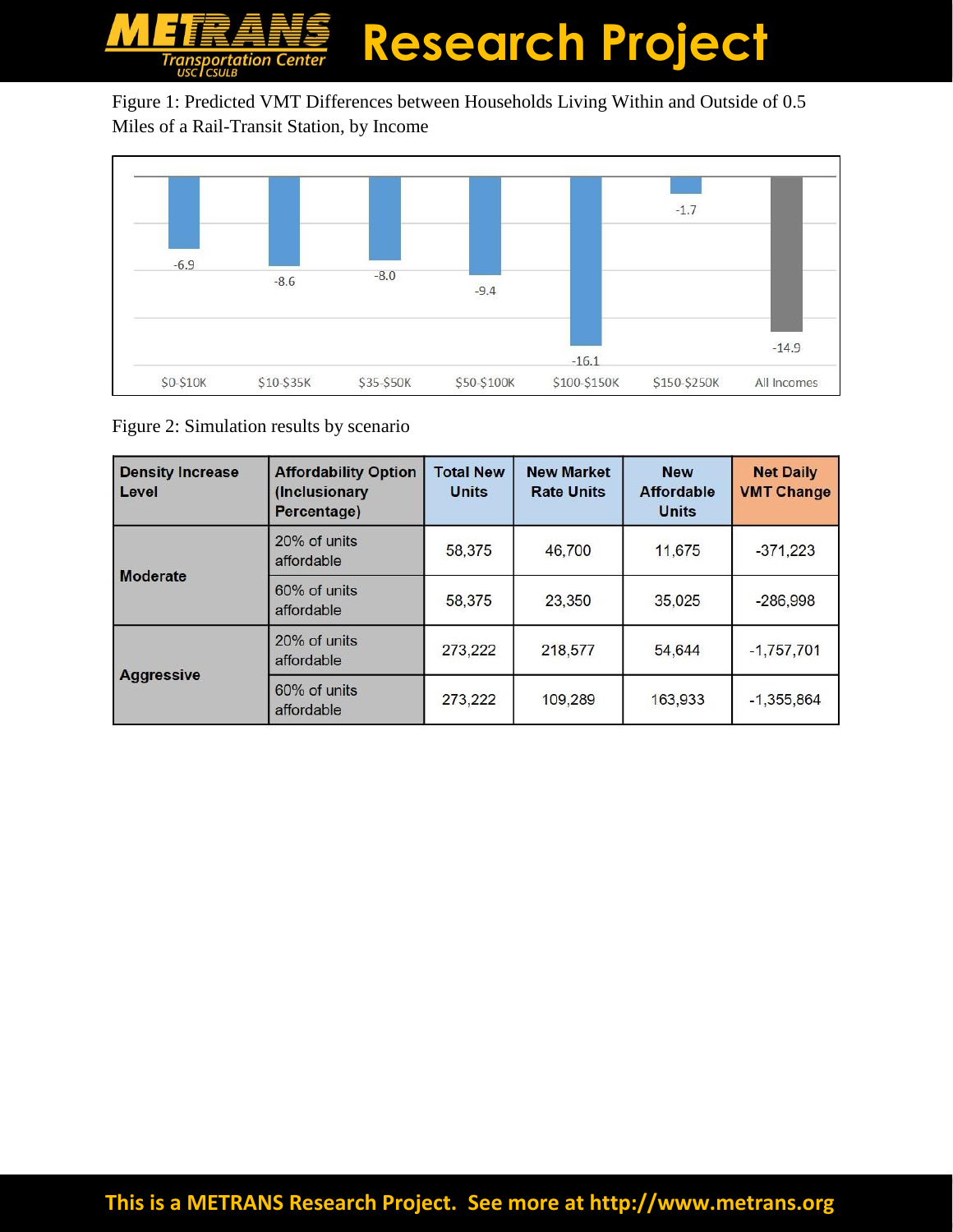Figure 1: Predicted VMT Differences between Households Living Within and Outside of 0.5 Miles of a Rail-Transit Station, by Income

| Income | VMT Difference |
|---|---|
| $0-$10K | -6.9 |
| $10-$35K | -8.6 |
| $35-$50K | -8.0 |
| $50-$100K | -9.4 |
| $100-$150K | -16.1 |
| $150-$250K | -1.7 |
| All Incomes | -14.9 |

Figure 2: Simulation results by scenario

| Density Increase Level | Affordability Option (Inclusionary Percentage) | Total New Units | New Market Rate Units | New Affordable Units | Net Daily VMT Change |
|---|---|---|---|---|---|
| Moderate | 20% of units affordable | 58,375 | 46,700 | 11,675 | -371,223 |
| | 60% of units affordable | 58,375 | 23,350 | 35,025 | -286,998 |
| Aggressive | 20% of units affordable | 273,222 | 218,577 | 54,644 | -1,757,701 |
| | 60% of units affordable | 273,222 | 109,289 | 163,933 | -1,355,864 |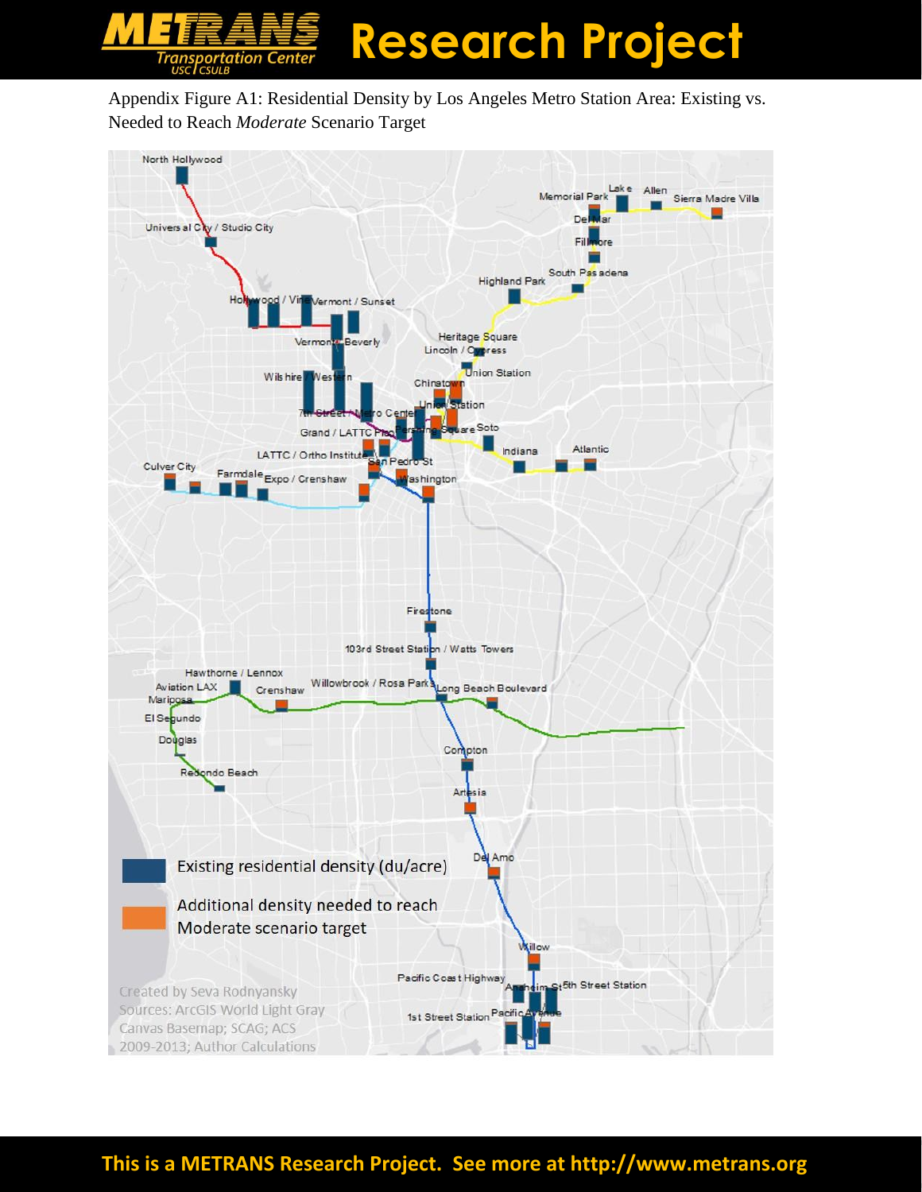Appendix Figure A1: Residential Density by Los Angeles Metro Station Area: Existing vs. Needed to Reach *Moderate* Scenario Target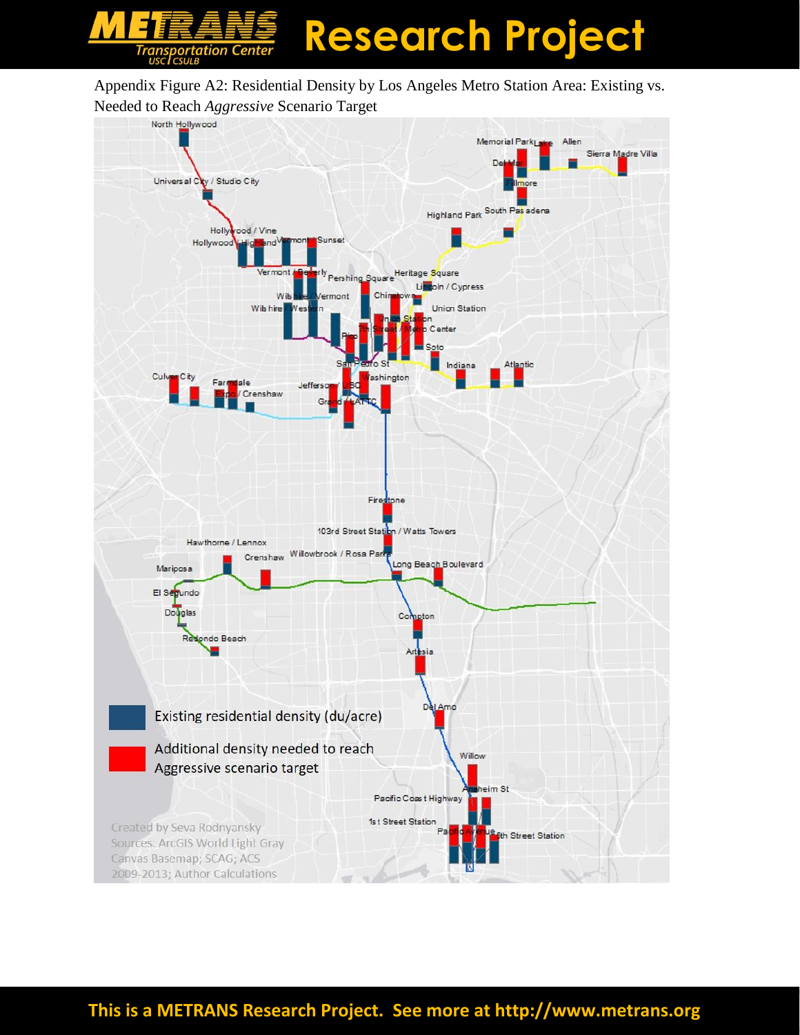Appendix Figure A2: Residential Density by Los Angeles Metro Station Area: Existing vs. Needed to Reach *Aggressive* Scenario Target

North Hollywood

Universal City / Studio City

Hollywood / Vine

Hollywood / Highland

Vermont / Sunset

Vermont / Beverly

Wilshire / Vermont

Wilshire / Western

Pershing Square

Heritage Square

Lincoln / Cypress

Chinatown

Union Station

Union Station

7th Street / Metro Center

Pico

Soto

San Pedro St

Indiana

Atlantic

Washington

Jefferson / USC

Grand / LATTC

Culver City

Farmdale

Expo / Crenshaw

Memorial Park

Lake

Allen

Sierra Madre Villa

Del Mar

Fillmore

Highland Park

South Pasadena

Firestone

103rd Street Station / Watts Towers

Hawthorne / Lennox

Crenshaw

Willowbrook / Rosa Parks

Long Beach Boulevard

Mariposa

El Segundo

Douglas

Redondo Beach

Compton

Artesia

Del Amo

Willow

Anaheim St

Pacific Coast Highway

1st Street Station

Pacific Avenue

5th Street Station

Existing residential density (du/acre)

Additional density needed to reach Aggressive scenario target

Created by Seva Rodnyansky
Sources: ArcGIS World Light Gray Canvas Basemap; SCAG; ACS 2009-2013; Author Calculations